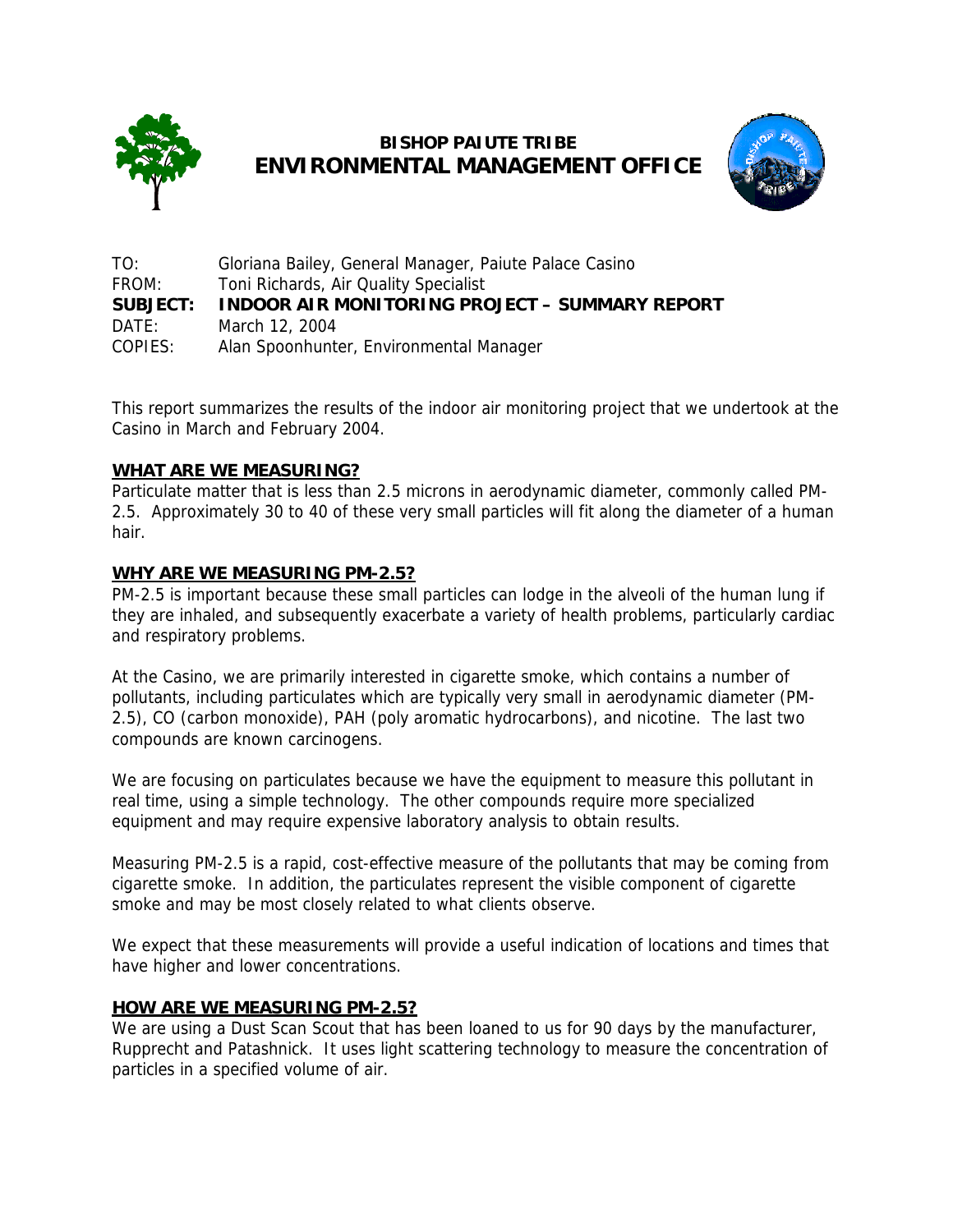# BISHOP PAIUTE TRIBE
# ENVIRONMENTAL MANAGEMENT OFFICE

TO: Gloriana Bailey, General Manager, Paiute Palace Casino
FROM: Toni Richards, Air Quality Specialist
**SUBJECT: INDOOR AIR MONITORING PROJECT – SUMMARY REPORT**
DATE: March 12, 2004
COPIES: Alan Spoonhunter, Environmental Manager

This report summarizes the results of the indoor air monitoring project that we undertook at the Casino in March and February 2004.

## WHAT ARE WE MEASURING?

Particulate matter that is less than 2.5 microns in aerodynamic diameter, commonly called PM-2.5. Approximately 30 to 40 of these very small particles will fit along the diameter of a human hair.

## WHY ARE WE MEASURING PM-2.5?

PM-2.5 is important because these small particles can lodge in the alveoli of the human lung if they are inhaled, and subsequently exacerbate a variety of health problems, particularly cardiac and respiratory problems.

At the Casino, we are primarily interested in cigarette smoke, which contains a number of pollutants, including particulates which are typically very small in aerodynamic diameter (PM-2.5), CO (carbon monoxide), PAH (poly aromatic hydrocarbons), and nicotine. The last two compounds are known carcinogens.

We are focusing on particulates because we have the equipment to measure this pollutant in real time, using a simple technology. The other compounds require more specialized equipment and may require expensive laboratory analysis to obtain results.

Measuring PM-2.5 is a rapid, cost-effective measure of the pollutants that may be coming from cigarette smoke. In addition, the particulates represent the visible component of cigarette smoke and may be most closely related to what clients observe.

We expect that these measurements will provide a useful indication of locations and times that have higher and lower concentrations.

## HOW ARE WE MEASURING PM-2.5?

We are using a Dust Scan Scout that has been loaned to us for 90 days by the manufacturer, Rupprecht and Patashnick. It uses light scattering technology to measure the concentration of particles in a specified volume of air.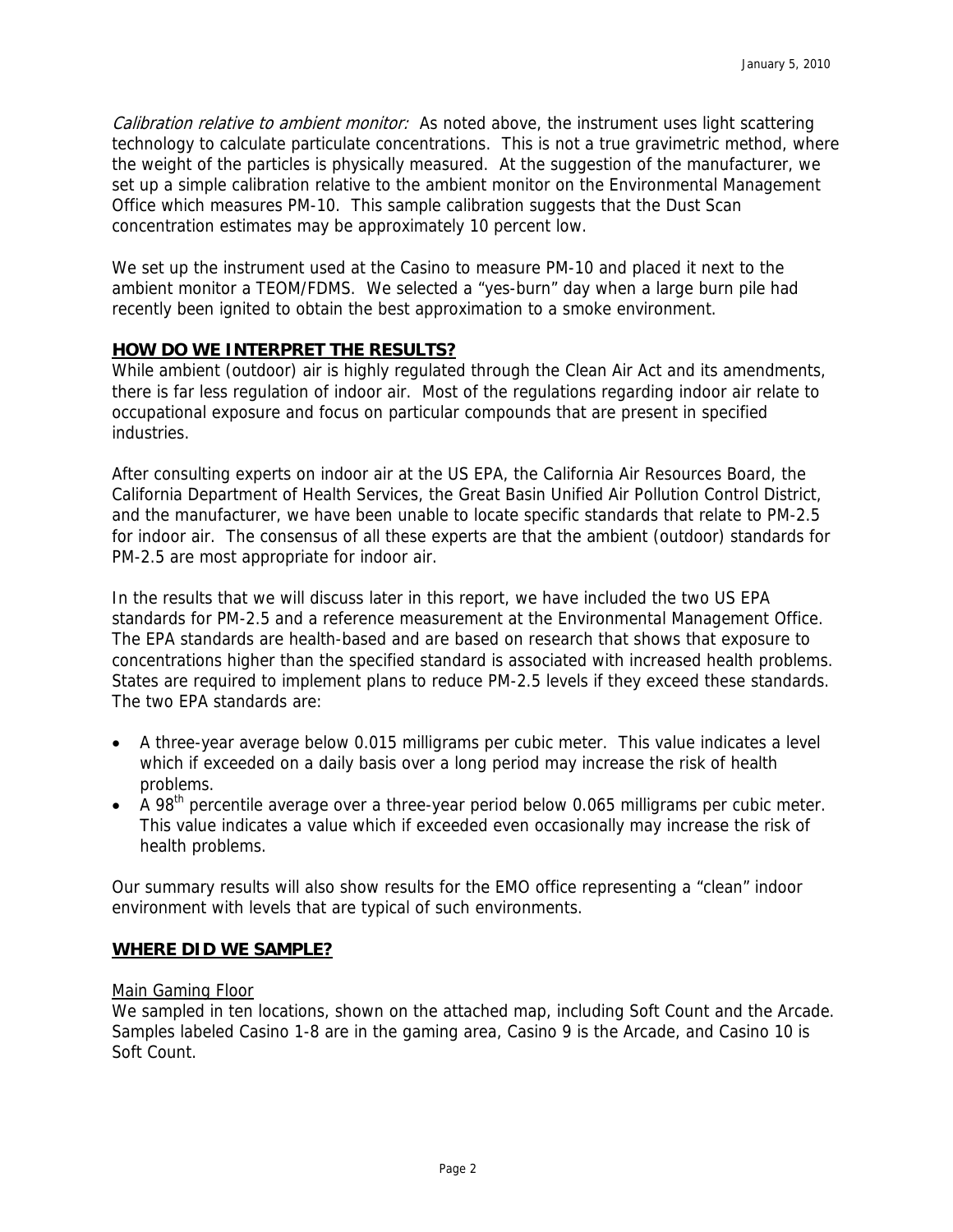*Calibration relative to ambient monitor:* As noted above, the instrument uses light scattering technology to calculate particulate concentrations. This is not a true gravimetric method, where the weight of the particles is physically measured. At the suggestion of the manufacturer, we set up a simple calibration relative to the ambient monitor on the Environmental Management Office which measures PM-10. This sample calibration suggests that the Dust Scan concentration estimates may be approximately 10 percent low.

We set up the instrument used at the Casino to measure PM-10 and placed it next to the ambient monitor a TEOM/FDMS. We selected a "yes-burn" day when a large burn pile had recently been ignited to obtain the best approximation to a smoke environment.

## HOW DO WE INTERPRET THE RESULTS?

While ambient (outdoor) air is highly regulated through the Clean Air Act and its amendments, there is far less regulation of indoor air. Most of the regulations regarding indoor air relate to occupational exposure and focus on particular compounds that are present in specified industries.

After consulting experts on indoor air at the US EPA, the California Air Resources Board, the California Department of Health Services, the Great Basin Unified Air Pollution Control District, and the manufacturer, we have been unable to locate specific standards that relate to PM-2.5 for indoor air. The consensus of all these experts are that the ambient (outdoor) standards for PM-2.5 are most appropriate for indoor air.

In the results that we will discuss later in this report, we have included the two US EPA standards for PM-2.5 and a reference measurement at the Environmental Management Office. The EPA standards are health-based and are based on research that shows that exposure to concentrations higher than the specified standard is associated with increased health problems. States are required to implement plans to reduce PM-2.5 levels if they exceed these standards. The two EPA standards are:

- A three-year average below 0.015 milligrams per cubic meter. This value indicates a level which if exceeded on a daily basis over a long period may increase the risk of health problems.
- A 98$^{th}$ percentile average over a three-year period below 0.065 milligrams per cubic meter. This value indicates a value which if exceeded even occasionally may increase the risk of health problems.

Our summary results will also show results for the EMO office representing a "clean" indoor environment with levels that are typical of such environments.

## WHERE DID WE SAMPLE?

### Main Gaming Floor

We sampled in ten locations, shown on the attached map, including Soft Count and the Arcade. Samples labeled Casino 1-8 are in the gaming area, Casino 9 is the Arcade, and Casino 10 is Soft Count.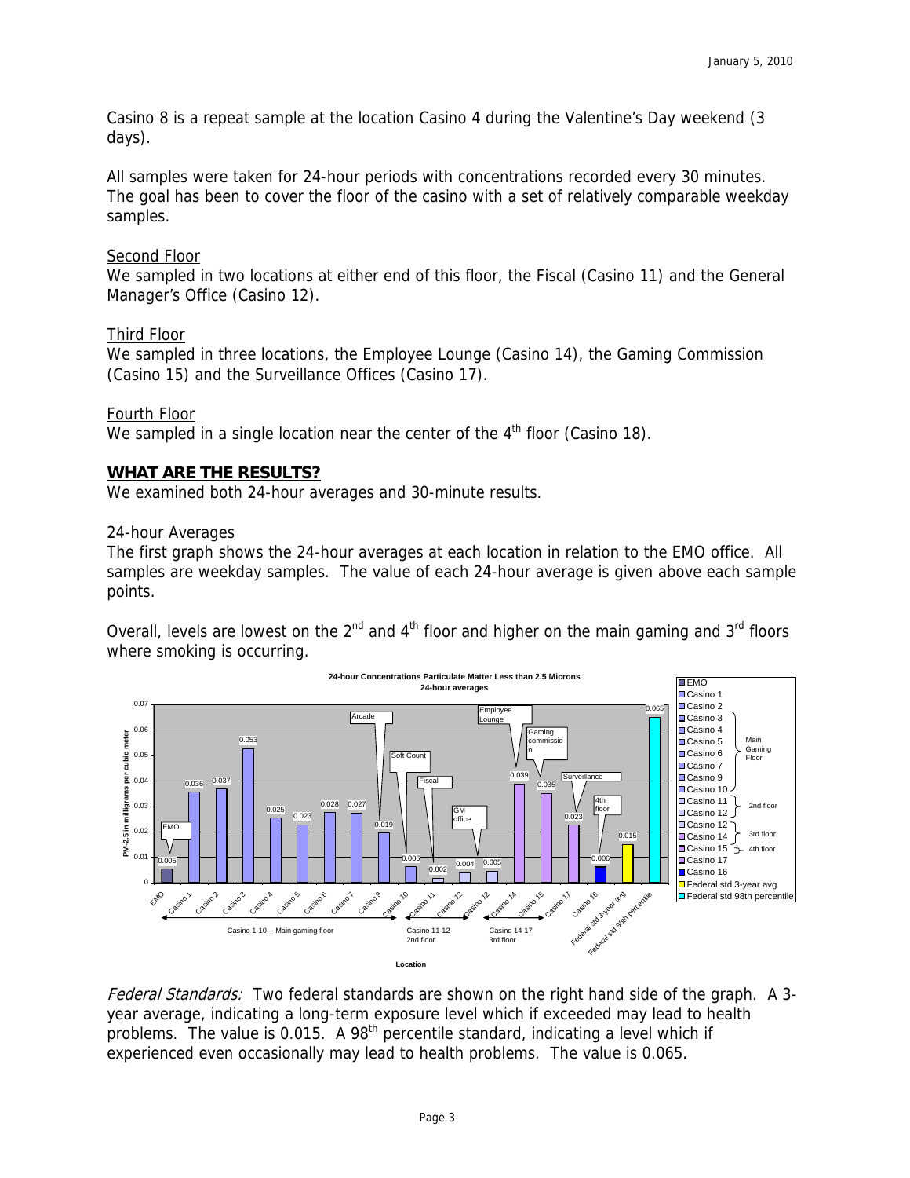Casino 8 is a repeat sample at the location Casino 4 during the Valentine's Day weekend (3 days).

All samples were taken for 24-hour periods with concentrations recorded every 30 minutes. The goal has been to cover the floor of the casino with a set of relatively comparable weekday samples.

Second Floor

We sampled in two locations at either end of this floor, the Fiscal (Casino 11) and the General Manager's Office (Casino 12).

Third Floor

We sampled in three locations, the Employee Lounge (Casino 14), the Gaming Commission (Casino 15) and the Surveillance Offices (Casino 17).

Fourth Floor

We sampled in a single location near the center of the 4th floor (Casino 18).

## WHAT ARE THE RESULTS?

We examined both 24-hour averages and 30-minute results.

24-hour Averages

The first graph shows the 24-hour averages at each location in relation to the EMO office. All samples are weekday samples. The value of each 24-hour average is given above each sample points.

Overall, levels are lowest on the 2nd and 4th floor and higher on the main gaming and 3rd floors where smoking is occurring.

*Federal Standards:* Two federal standards are shown on the right hand side of the graph. A 3-year average, indicating a long-term exposure level which if exceeded may lead to health problems. The value is 0.015. A 98th percentile standard, indicating a level which if experienced even occasionally may lead to health problems. The value is 0.065.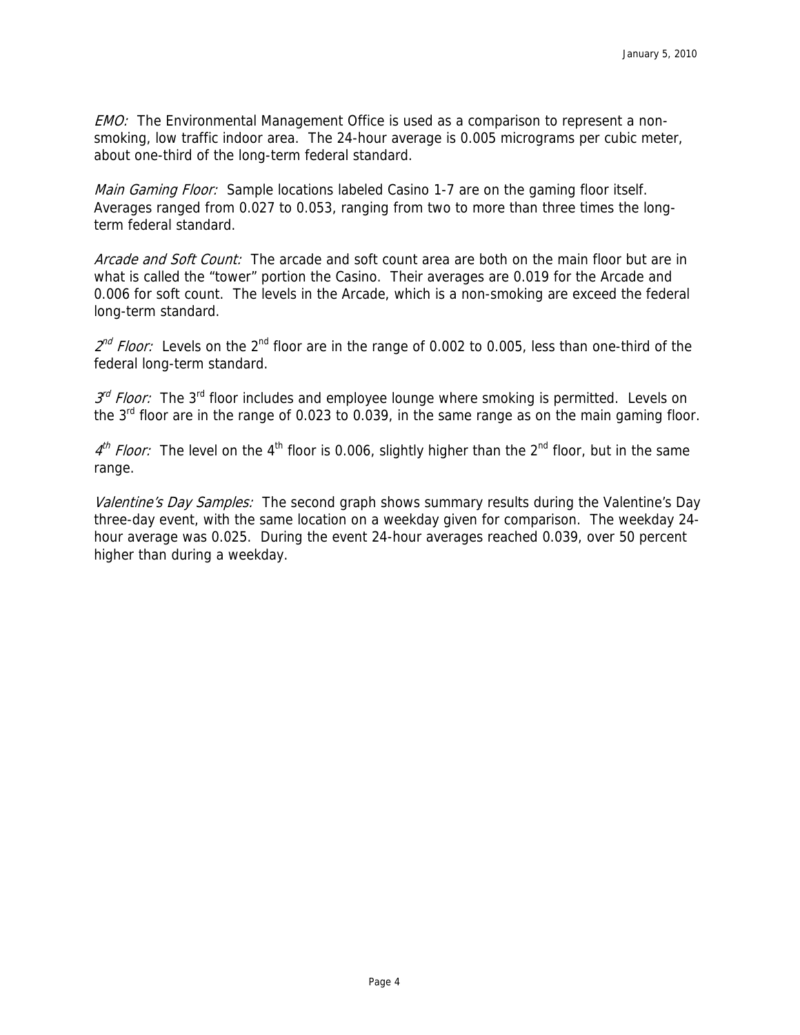*EMO:* The Environmental Management Office is used as a comparison to represent a non-smoking, low traffic indoor area. The 24-hour average is 0.005 micrograms per cubic meter, about one-third of the long-term federal standard.

*Main Gaming Floor:* Sample locations labeled Casino 1-7 are on the gaming floor itself. Averages ranged from 0.027 to 0.053, ranging from two to more than three times the long-term federal standard.

*Arcade and Soft Count:* The arcade and soft count area are both on the main floor but are in what is called the "tower" portion the Casino. Their averages are 0.019 for the Arcade and 0.006 for soft count. The levels in the Arcade, which is a non-smoking are exceed the federal long-term standard.

*2nd Floor:* Levels on the 2nd floor are in the range of 0.002 to 0.005, less than one-third of the federal long-term standard.

*3rd Floor:* The 3rd floor includes and employee lounge where smoking is permitted. Levels on the 3rd floor are in the range of 0.023 to 0.039, in the same range as on the main gaming floor.

*4th Floor:* The level on the 4th floor is 0.006, slightly higher than the 2nd floor, but in the same range.

*Valentine's Day Samples:* The second graph shows summary results during the Valentine's Day three-day event, with the same location on a weekday given for comparison. The weekday 24-hour average was 0.025. During the event 24-hour averages reached 0.039, over 50 percent higher than during a weekday.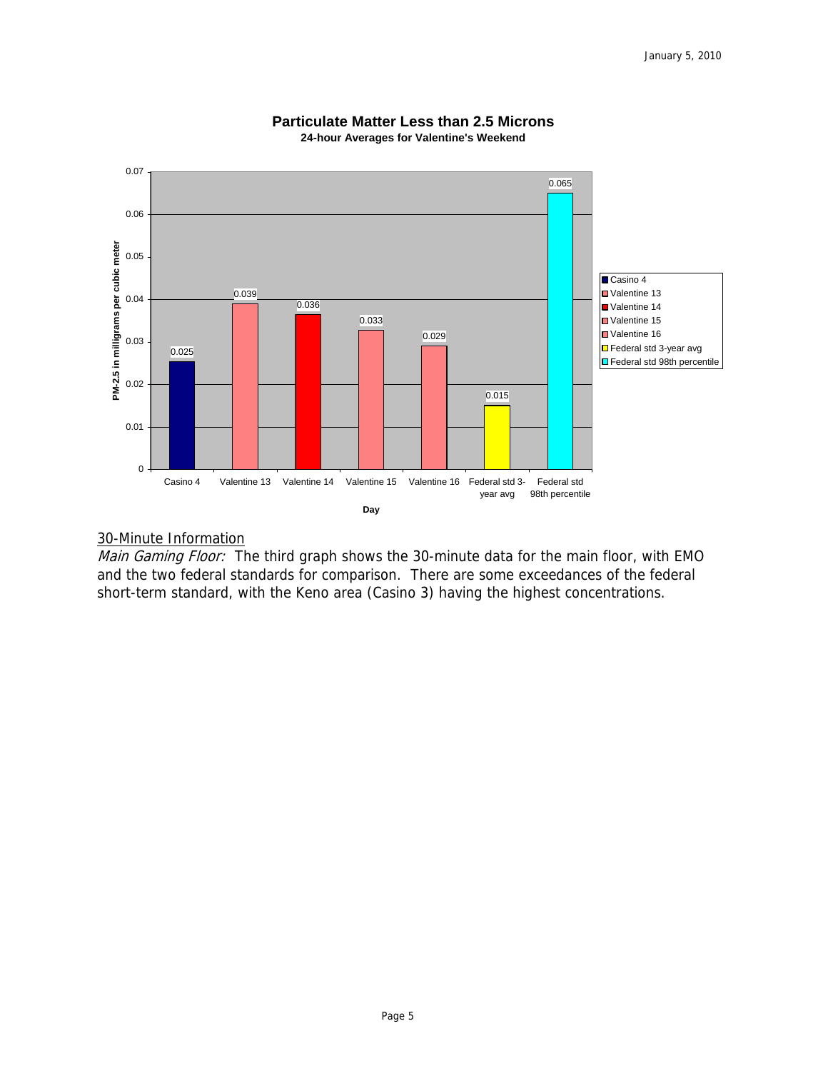**Particulate Matter Less than 2.5 Microns**
**24-hour Averages for Valentine's Weekend**

| Day | PM-2.5 in milligrams per cubic meter |
| --- | --- |
| Casino 4 | 0.025 |
| Valentine 13 | 0.039 |
| Valentine 14 | 0.036 |
| Valentine 15 | 0.033 |
| Valentine 16 | 0.029 |
| Federal std 3-year avg | 0.015 |
| Federal std 98th percentile | 0.065 |

## 30-Minute Information

*Main Gaming Floor:* The third graph shows the 30-minute data for the main floor, with EMO and the two federal standards for comparison. There are some exceedances of the federal short-term standard, with the Keno area (Casino 3) having the highest concentrations.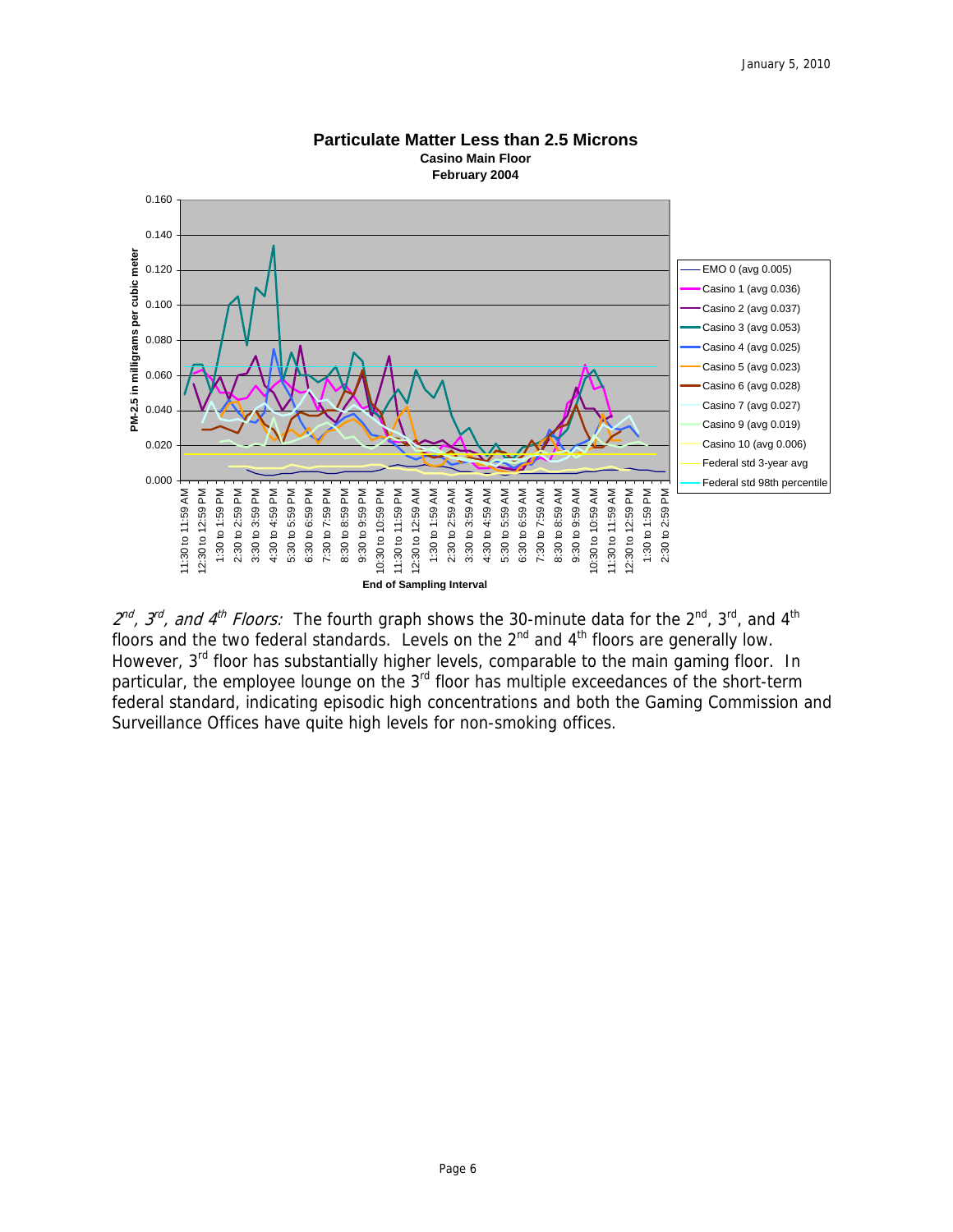**Particulate Matter Less than 2.5 Microns**
**Casino Main Floor**
**February 2004**

PM-2.5 in milligrams per cubic meter

End of Sampling Interval

- EMO 0 (avg 0.005)
- Casino 1 (avg 0.036)
- Casino 2 (avg 0.037)
- Casino 3 (avg 0.053)
- Casino 4 (avg 0.025)
- Casino 5 (avg 0.023)
- Casino 6 (avg 0.028)
- Casino 7 (avg 0.027)
- Casino 9 (avg 0.019)
- Casino 10 (avg 0.006)
- Federal std 3-year avg
- Federal std 98th percentile

*2nd, 3rd, and 4th Floors:* The fourth graph shows the 30-minute data for the 2nd, 3rd, and 4th floors and the two federal standards. Levels on the 2nd and 4th floors are generally low. However, 3rd floor has substantially higher levels, comparable to the main gaming floor. In particular, the employee lounge on the 3rd floor has multiple exceedances of the short-term federal standard, indicating episodic high concentrations and both the Gaming Commission and Surveillance Offices have quite high levels for non-smoking offices.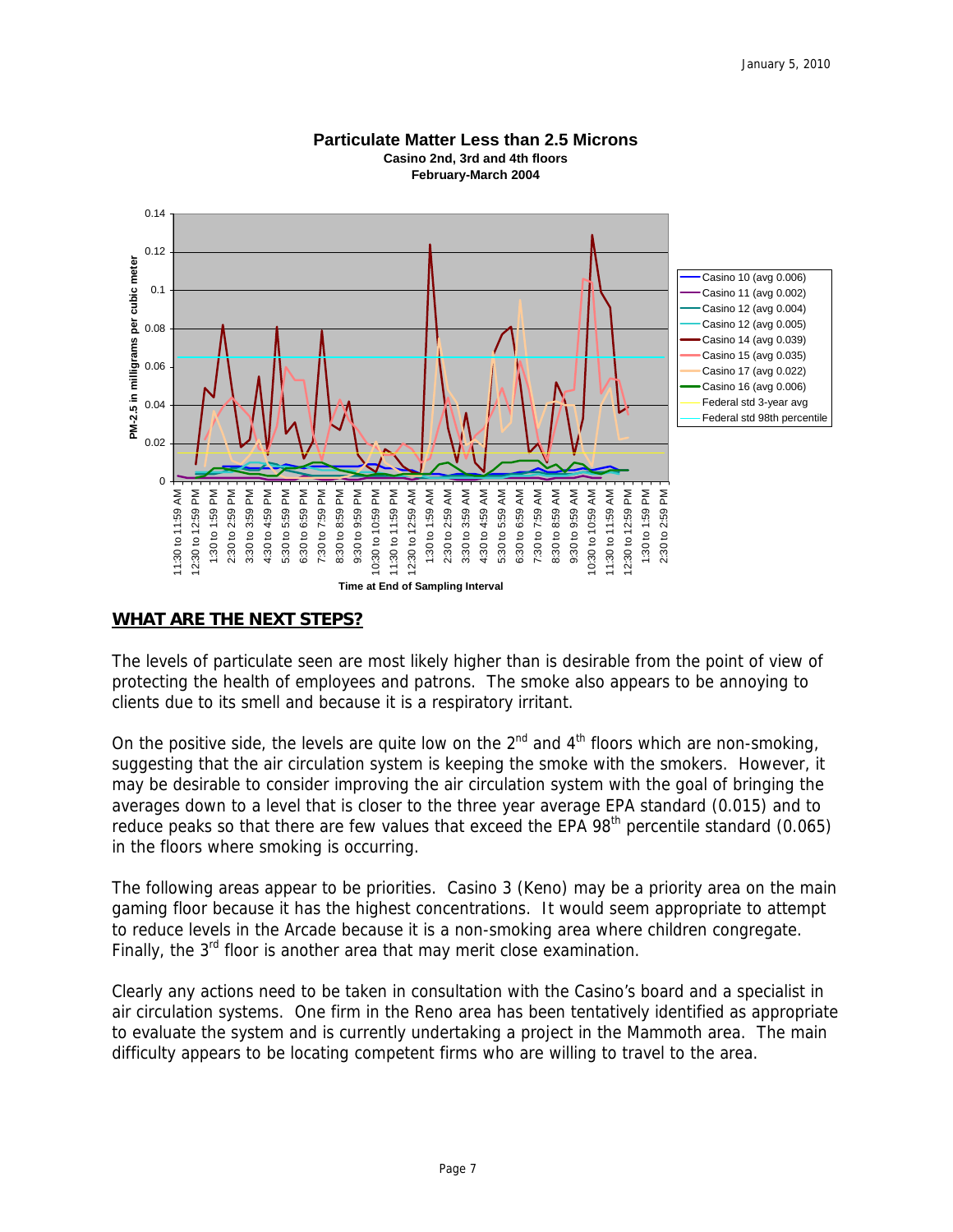Particulate Matter Less than 2.5 Microns
Casino 2nd, 3rd and 4th floors
February-March 2004

PM-2.5 in milligrams per cubic meter

0.14
0.12
0.1
0.08
0.06
0.04
0.02
0

11:30 to 11:59 AM
12:30 to 12:59 PM
1:30 to 1:59 PM
2:30 to 2:59 PM
3:30 to 3:59 PM
4:30 to 4:59 PM
5:30 to 5:59 PM
6:30 to 6:59 PM
7:30 to 7:59 PM
8:30 to 8:59 PM
9:30 to 9:59 PM
10:30 to 10:59 PM
11:30 to 11:59 PM
12:30 to 12:59 AM
1:30 to 1:59 AM
2:30 to 2:59 AM
3:30 to 3:59 AM
4:30 to 4:59 AM
5:30 to 5:59 AM
6:30 to 6:59 AM
7:30 to 7:59 AM
8:30 to 8:59 AM
9:30 to 9:59 AM
10:30 to 10:59 AM
11:30 to 11:59 AM
12:30 to 12:59 PM
1:30 to 1:59 PM
2:30 to 2:59 PM

Time at End of Sampling Interval

Casino 10 (avg 0.006)
Casino 11 (avg 0.002)
Casino 12 (avg 0.004)
Casino 12 (avg 0.005)
Casino 14 (avg 0.039)
Casino 15 (avg 0.035)
Casino 17 (avg 0.022)
Casino 16 (avg 0.006)
Federal std 3-year avg
Federal std 98th percentile

## WHAT ARE THE NEXT STEPS?

The levels of particulate seen are most likely higher than is desirable from the point of view of protecting the health of employees and patrons. The smoke also appears to be annoying to clients due to its smell and because it is a respiratory irritant.

On the positive side, the levels are quite low on the 2nd and 4th floors which are non-smoking, suggesting that the air circulation system is keeping the smoke with the smokers. However, it may be desirable to consider improving the air circulation system with the goal of bringing the averages down to a level that is closer to the three year average EPA standard (0.015) and to reduce peaks so that there are few values that exceed the EPA 98th percentile standard (0.065) in the floors where smoking is occurring.

The following areas appear to be priorities. Casino 3 (Keno) may be a priority area on the main gaming floor because it has the highest concentrations. It would seem appropriate to attempt to reduce levels in the Arcade because it is a non-smoking area where children congregate. Finally, the 3rd floor is another area that may merit close examination.

Clearly any actions need to be taken in consultation with the Casino's board and a specialist in air circulation systems. One firm in the Reno area has been tentatively identified as appropriate to evaluate the system and is currently undertaking a project in the Mammoth area. The main difficulty appears to be locating competent firms who are willing to travel to the area.